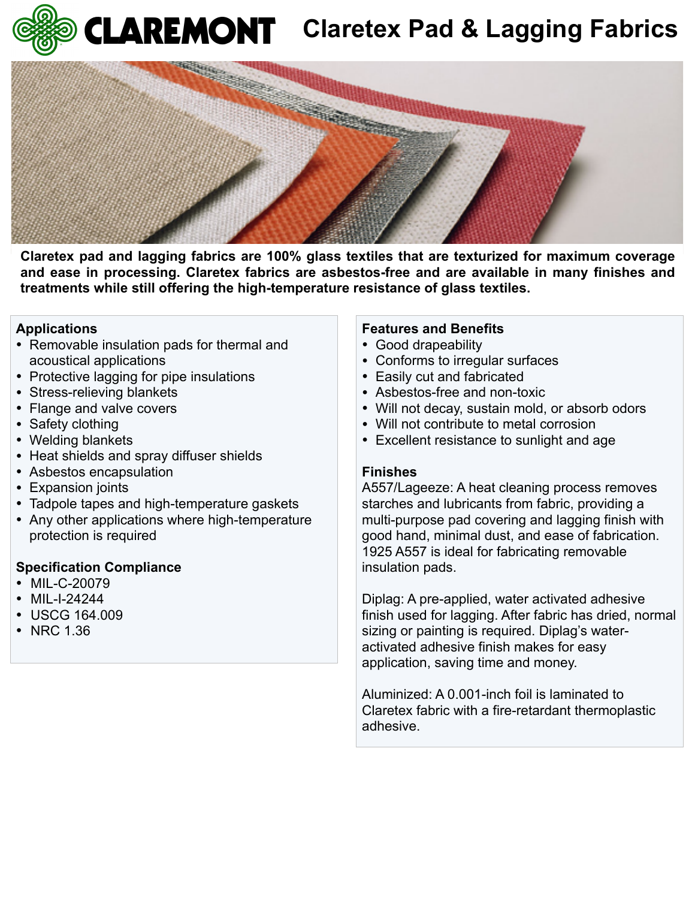# CLAREMONT Claretex Pad & Lagging Fabrics

**Claretex pad and lagging fabrics are 100% glass textiles that are texturized for maximum coverage and ease in processing. Claretex fabrics are asbestos-free and are available in many finishes and treatments while still offering the high-temperature resistance of glass textiles.**

## Applications

- Removable insulation pads for thermal and acoustical applications
- Protective lagging for pipe insulations
- Stress-relieving blankets
- Flange and valve covers
- Safety clothing
- Welding blankets
- Heat shields and spray diffuser shields
- Asbestos encapsulation
- Expansion joints
- Tadpole tapes and high-temperature gaskets
- Any other applications where high-temperature protection is required

## Specification Compliance

- MIL-C-20079
- MIL-I-24244
- USCG 164.009
- NRC 1.36

## Features and Benefits

- Good drapeability
- Conforms to irregular surfaces
- Easily cut and fabricated
- Asbestos-free and non-toxic
- Will not decay, sustain mold, or absorb odors
- Will not contribute to metal corrosion
- Excellent resistance to sunlight and age

## Finishes

A557/Lageeze: A heat cleaning process removes starches and lubricants from fabric, providing a multi-purpose pad covering and lagging finish with good hand, minimal dust, and ease of fabrication. 1925 A557 is ideal for fabricating removable insulation pads.

Diplag: A pre-applied, water activated adhesive finish used for lagging. After fabric has dried, normal sizing or painting is required. Diplag's water-activated adhesive finish makes for easy application, saving time and money.

Aluminized: A 0.001-inch foil is laminated to Claretex fabric with a fire-retardant thermoplastic adhesive.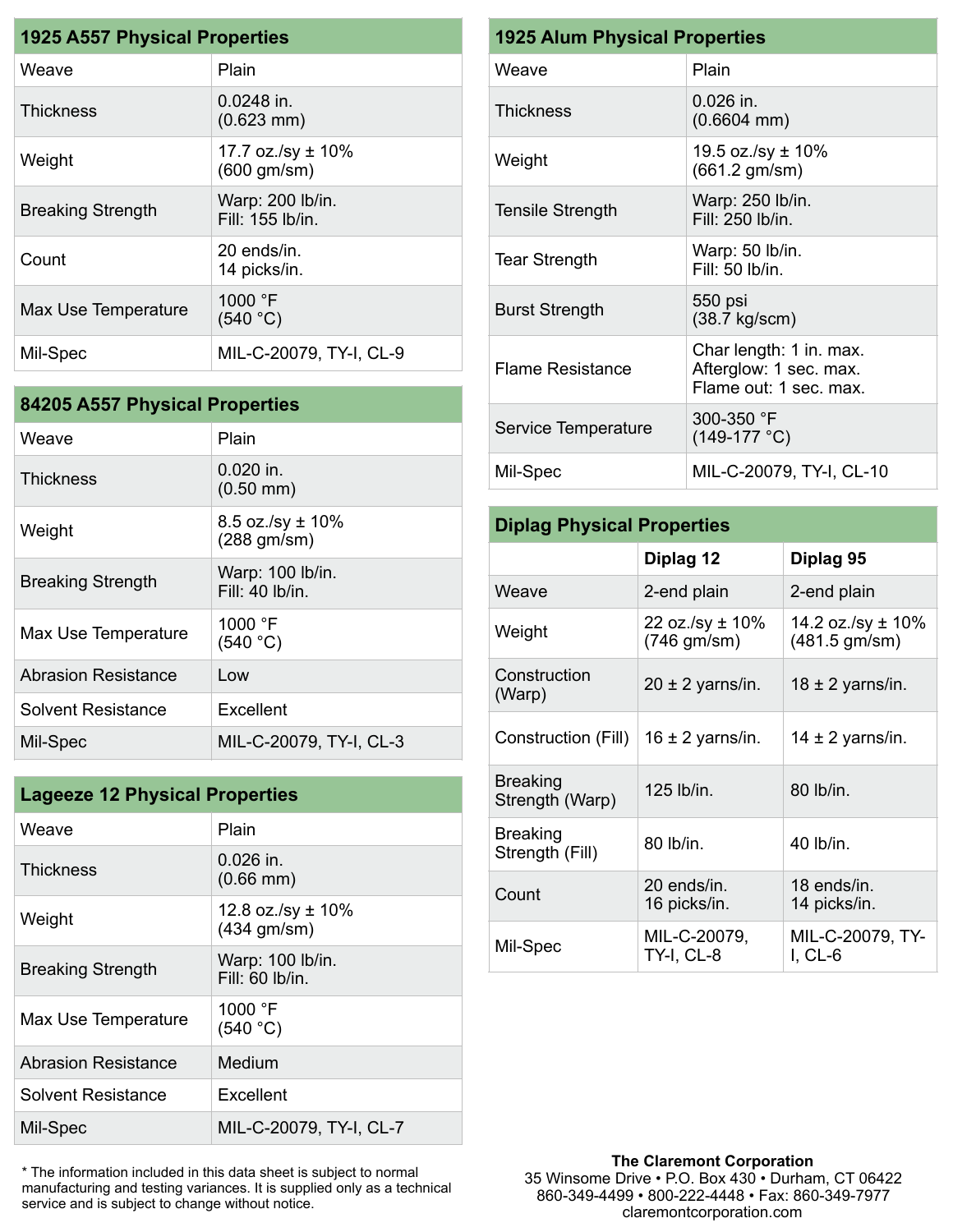## 1925 A557 Physical Properties

| | |
|---|---|
| Weave | Plain |
| Thickness | 0.0248 in. (0.623 mm) |
| Weight | 17.7 oz./sy ± 10% (600 gm/sm) |
| Breaking Strength | Warp: 200 lb/in. Fill: 155 lb/in. |
| Count | 20 ends/in. 14 picks/in. |
| Max Use Temperature | 1000 °F (540 °C) |
| Mil-Spec | MIL-C-20079, TY-I, CL-9 |

## 84205 A557 Physical Properties

| | |
|---|---|
| Weave | Plain |
| Thickness | 0.020 in. (0.50 mm) |
| Weight | 8.5 oz./sy ± 10% (288 gm/sm) |
| Breaking Strength | Warp: 100 lb/in. Fill: 40 lb/in. |
| Max Use Temperature | 1000 °F (540 °C) |
| Abrasion Resistance | Low |
| Solvent Resistance | Excellent |
| Mil-Spec | MIL-C-20079, TY-I, CL-3 |

## Lageeze 12 Physical Properties

| | |
|---|---|
| Weave | Plain |
| Thickness | 0.026 in. (0.66 mm) |
| Weight | 12.8 oz./sy ± 10% (434 gm/sm) |
| Breaking Strength | Warp: 100 lb/in. Fill: 60 lb/in. |
| Max Use Temperature | 1000 °F (540 °C) |
| Abrasion Resistance | Medium |
| Solvent Resistance | Excellent |
| Mil-Spec | MIL-C-20079, TY-I, CL-7 |

## 1925 Alum Physical Properties

| | |
|---|---|
| Weave | Plain |
| Thickness | 0.026 in. (0.6604 mm) |
| Weight | 19.5 oz./sy ± 10% (661.2 gm/sm) |
| Tensile Strength | Warp: 250 lb/in. Fill: 250 lb/in. |
| Tear Strength | Warp: 50 lb/in. Fill: 50 lb/in. |
| Burst Strength | 550 psi (38.7 kg/scm) |
| Flame Resistance | Char length: 1 in. max. Afterglow: 1 sec. max. Flame out: 1 sec. max. |
| Service Temperature | 300-350 °F (149-177 °C) |
| Mil-Spec | MIL-C-20079, TY-I, CL-10 |

## Diplag Physical Properties

| | Diplag 12 | Diplag 95 |
|---|---|---|
| Weave | 2-end plain | 2-end plain |
| Weight | 22 oz./sy ± 10% (746 gm/sm) | 14.2 oz./sy ± 10% (481.5 gm/sm) |
| Construction (Warp) | 20 ± 2 yarns/in. | 18 ± 2 yarns/in. |
| Construction (Fill) | 16 ± 2 yarns/in. | 14 ± 2 yarns/in. |
| Breaking Strength (Warp) | 125 lb/in. | 80 lb/in. |
| Breaking Strength (Fill) | 80 lb/in. | 40 lb/in. |
| Count | 20 ends/in. 16 picks/in. | 18 ends/in. 14 picks/in. |
| Mil-Spec | MIL-C-20079, TY-I, CL-8 | MIL-C-20079, TY-I, CL-6 |

* The information included in this data sheet is subject to normal manufacturing and testing variances. It is supplied only as a technical service and is subject to change without notice.

**The Claremont Corporation**
35 Winsome Drive • P.O. Box 430 • Durham, CT 06422
860-349-4499 • 800-222-4448 • Fax: 860-349-7977
claremontcorporation.com